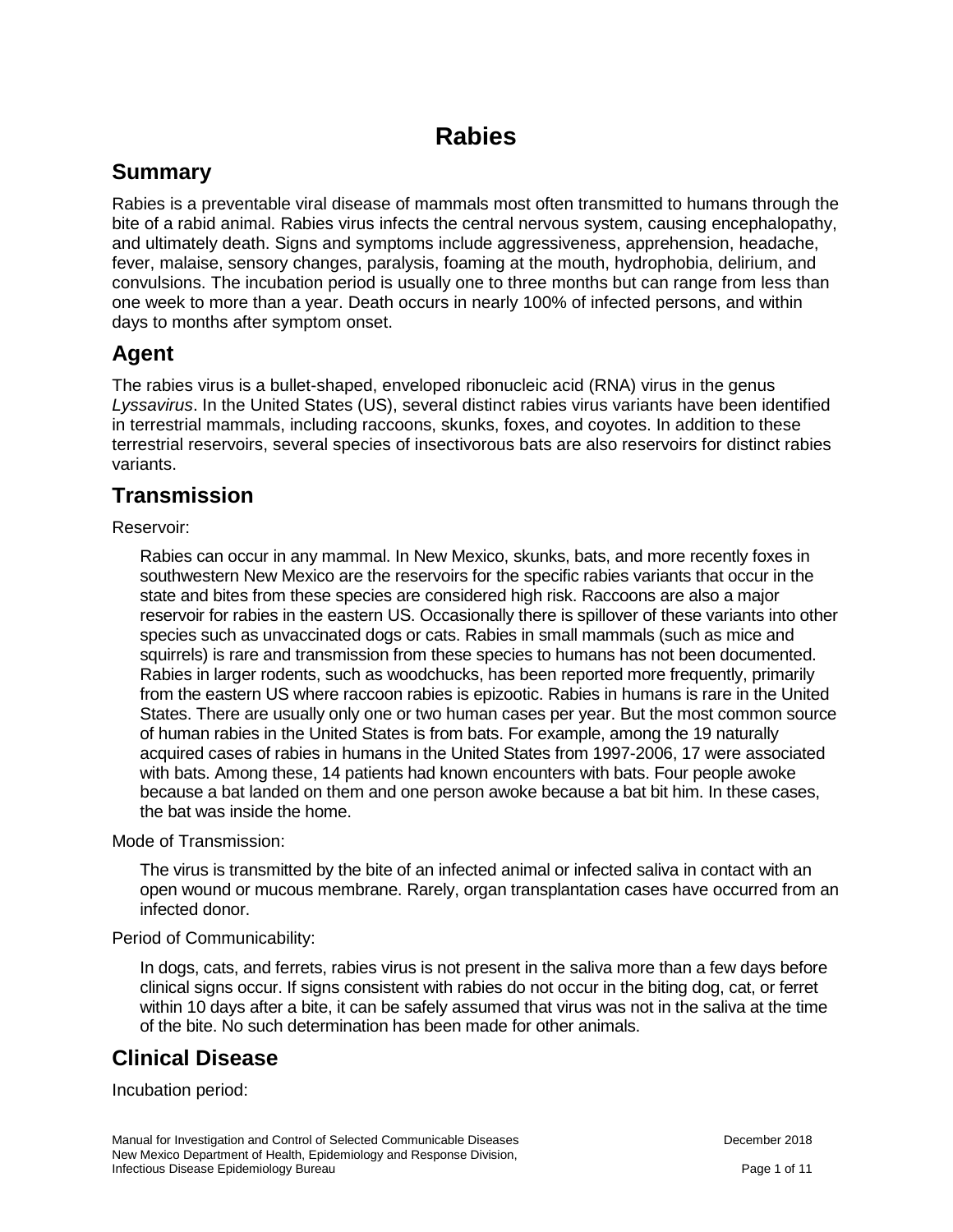# Rabies

## Summary

Rabies is a preventable viral disease of mammals most often transmitted to humans through the bite of a rabid animal. Rabies virus infects the central nervous system, causing encephalopathy, and ultimately death. Signs and symptoms include aggressiveness, apprehension, headache, fever, malaise, sensory changes, paralysis, foaming at the mouth, hydrophobia, delirium, and convulsions. The incubation period is usually one to three months but can range from less than one week to more than a year. Death occurs in nearly 100% of infected persons, and within days to months after symptom onset.

## Agent

The rabies virus is a bullet-shaped, enveloped ribonucleic acid (RNA) virus in the genus *Lyssavirus*. In the United States (US), several distinct rabies virus variants have been identified in terrestrial mammals, including raccoons, skunks, foxes, and coyotes. In addition to these terrestrial reservoirs, several species of insectivorous bats are also reservoirs for distinct rabies variants.

## Transmission

Reservoir:

Rabies can occur in any mammal. In New Mexico, skunks, bats, and more recently foxes in southwestern New Mexico are the reservoirs for the specific rabies variants that occur in the state and bites from these species are considered high risk. Raccoons are also a major reservoir for rabies in the eastern US. Occasionally there is spillover of these variants into other species such as unvaccinated dogs or cats. Rabies in small mammals (such as mice and squirrels) is rare and transmission from these species to humans has not been documented. Rabies in larger rodents, such as woodchucks, has been reported more frequently, primarily from the eastern US where raccoon rabies is epizootic. Rabies in humans is rare in the United States. There are usually only one or two human cases per year. But the most common source of human rabies in the United States is from bats. For example, among the 19 naturally acquired cases of rabies in humans in the United States from 1997-2006, 17 were associated with bats. Among these, 14 patients had known encounters with bats. Four people awoke because a bat landed on them and one person awoke because a bat bit him. In these cases, the bat was inside the home.

Mode of Transmission:

The virus is transmitted by the bite of an infected animal or infected saliva in contact with an open wound or mucous membrane. Rarely, organ transplantation cases have occurred from an infected donor.

Period of Communicability:

In dogs, cats, and ferrets, rabies virus is not present in the saliva more than a few days before clinical signs occur. If signs consistent with rabies do not occur in the biting dog, cat, or ferret within 10 days after a bite, it can be safely assumed that virus was not in the saliva at the time of the bite. No such determination has been made for other animals.

## Clinical Disease

Incubation period: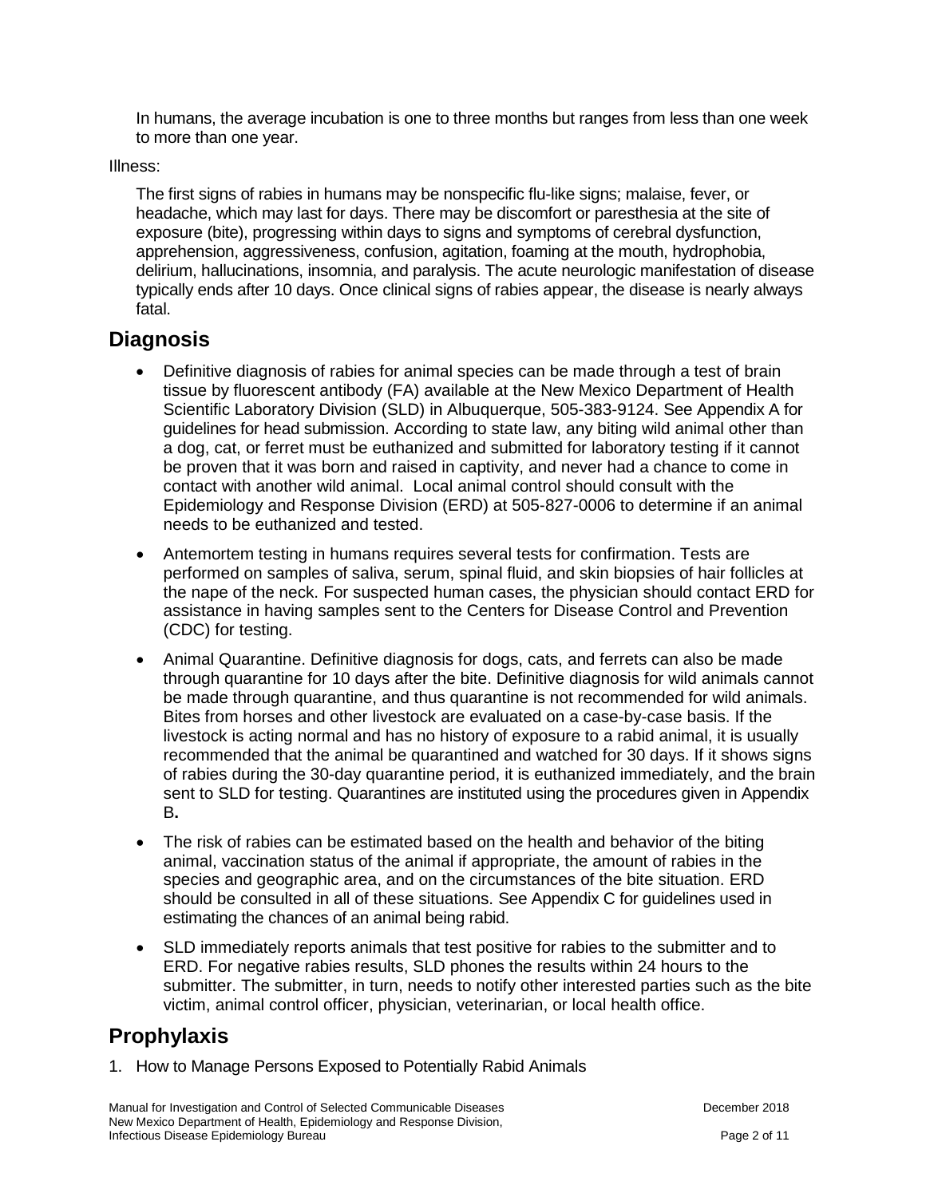In humans, the average incubation is one to three months but ranges from less than one week to more than one year.

Illness:

The first signs of rabies in humans may be nonspecific flu-like signs; malaise, fever, or headache, which may last for days. There may be discomfort or paresthesia at the site of exposure (bite), progressing within days to signs and symptoms of cerebral dysfunction, apprehension, aggressiveness, confusion, agitation, foaming at the mouth, hydrophobia, delirium, hallucinations, insomnia, and paralysis. The acute neurologic manifestation of disease typically ends after 10 days. Once clinical signs of rabies appear, the disease is nearly always fatal.

## Diagnosis

- Definitive diagnosis of rabies for animal species can be made through a test of brain tissue by fluorescent antibody (FA) available at the New Mexico Department of Health Scientific Laboratory Division (SLD) in Albuquerque, 505-383-9124. See Appendix A for guidelines for head submission. According to state law, any biting wild animal other than a dog, cat, or ferret must be euthanized and submitted for laboratory testing if it cannot be proven that it was born and raised in captivity, and never had a chance to come in contact with another wild animal. Local animal control should consult with the Epidemiology and Response Division (ERD) at 505-827-0006 to determine if an animal needs to be euthanized and tested.
- Antemortem testing in humans requires several tests for confirmation. Tests are performed on samples of saliva, serum, spinal fluid, and skin biopsies of hair follicles at the nape of the neck. For suspected human cases, the physician should contact ERD for assistance in having samples sent to the Centers for Disease Control and Prevention (CDC) for testing.
- Animal Quarantine. Definitive diagnosis for dogs, cats, and ferrets can also be made through quarantine for 10 days after the bite. Definitive diagnosis for wild animals cannot be made through quarantine, and thus quarantine is not recommended for wild animals. Bites from horses and other livestock are evaluated on a case-by-case basis. If the livestock is acting normal and has no history of exposure to a rabid animal, it is usually recommended that the animal be quarantined and watched for 30 days. If it shows signs of rabies during the 30-day quarantine period, it is euthanized immediately, and the brain sent to SLD for testing. Quarantines are instituted using the procedures given in Appendix B**.**
- The risk of rabies can be estimated based on the health and behavior of the biting animal, vaccination status of the animal if appropriate, the amount of rabies in the species and geographic area, and on the circumstances of the bite situation. ERD should be consulted in all of these situations. See Appendix C for guidelines used in estimating the chances of an animal being rabid.
- SLD immediately reports animals that test positive for rabies to the submitter and to ERD. For negative rabies results, SLD phones the results within 24 hours to the submitter. The submitter, in turn, needs to notify other interested parties such as the bite victim, animal control officer, physician, veterinarian, or local health office.

## Prophylaxis

1. How to Manage Persons Exposed to Potentially Rabid Animals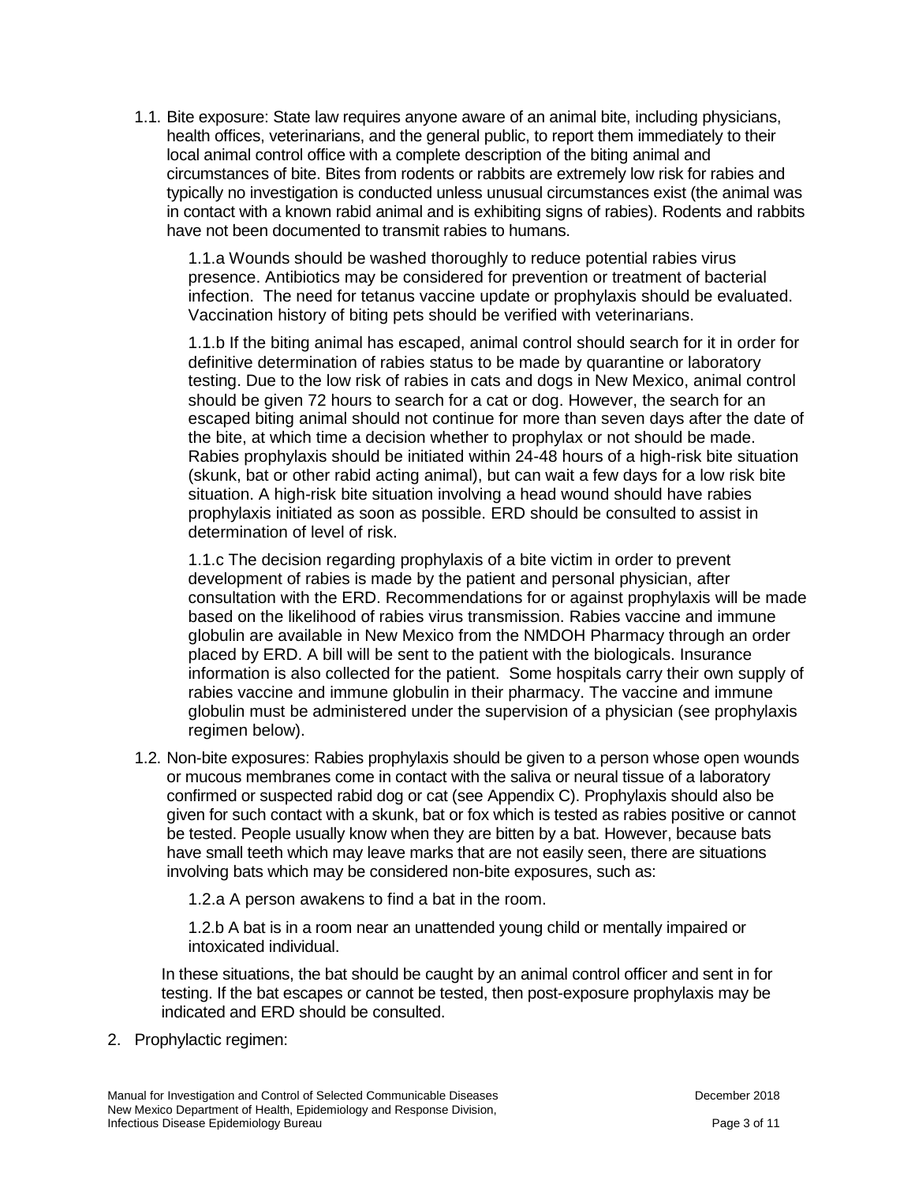1.1. Bite exposure: State law requires anyone aware of an animal bite, including physicians, health offices, veterinarians, and the general public, to report them immediately to their local animal control office with a complete description of the biting animal and circumstances of bite. Bites from rodents or rabbits are extremely low risk for rabies and typically no investigation is conducted unless unusual circumstances exist (the animal was in contact with a known rabid animal and is exhibiting signs of rabies). Rodents and rabbits have not been documented to transmit rabies to humans.

   1.1.a Wounds should be washed thoroughly to reduce potential rabies virus presence. Antibiotics may be considered for prevention or treatment of bacterial infection. The need for tetanus vaccine update or prophylaxis should be evaluated. Vaccination history of biting pets should be verified with veterinarians.

   1.1.b If the biting animal has escaped, animal control should search for it in order for definitive determination of rabies status to be made by quarantine or laboratory testing. Due to the low risk of rabies in cats and dogs in New Mexico, animal control should be given 72 hours to search for a cat or dog. However, the search for an escaped biting animal should not continue for more than seven days after the date of the bite, at which time a decision whether to prophylax or not should be made. Rabies prophylaxis should be initiated within 24-48 hours of a high-risk bite situation (skunk, bat or other rabid acting animal), but can wait a few days for a low risk bite situation. A high-risk bite situation involving a head wound should have rabies prophylaxis initiated as soon as possible. ERD should be consulted to assist in determination of level of risk.

   1.1.c The decision regarding prophylaxis of a bite victim in order to prevent development of rabies is made by the patient and personal physician, after consultation with the ERD. Recommendations for or against prophylaxis will be made based on the likelihood of rabies virus transmission. Rabies vaccine and immune globulin are available in New Mexico from the NMDOH Pharmacy through an order placed by ERD. A bill will be sent to the patient with the biologicals. Insurance information is also collected for the patient. Some hospitals carry their own supply of rabies vaccine and immune globulin in their pharmacy. The vaccine and immune globulin must be administered under the supervision of a physician (see prophylaxis regimen below).

1.2. Non-bite exposures: Rabies prophylaxis should be given to a person whose open wounds or mucous membranes come in contact with the saliva or neural tissue of a laboratory confirmed or suspected rabid dog or cat (see Appendix C). Prophylaxis should also be given for such contact with a skunk, bat or fox which is tested as rabies positive or cannot be tested. People usually know when they are bitten by a bat. However, because bats have small teeth which may leave marks that are not easily seen, there are situations involving bats which may be considered non-bite exposures, such as:

   1.2.a A person awakens to find a bat in the room.

   1.2.b A bat is in a room near an unattended young child or mentally impaired or intoxicated individual.

   In these situations, the bat should be caught by an animal control officer and sent in for testing. If the bat escapes or cannot be tested, then post-exposure prophylaxis may be indicated and ERD should be consulted.

2. Prophylactic regimen: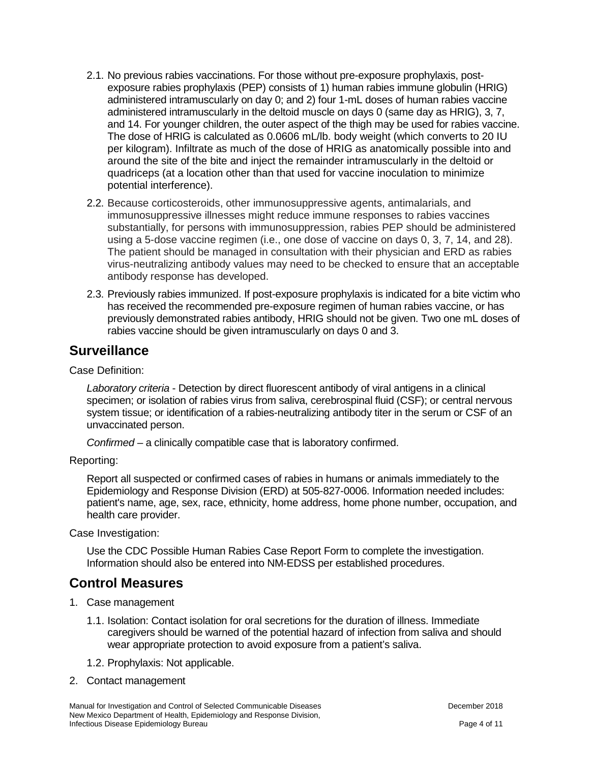2.1. No previous rabies vaccinations. For those without pre-exposure prophylaxis, post-exposure rabies prophylaxis (PEP) consists of 1) human rabies immune globulin (HRIG) administered intramuscularly on day 0; and 2) four 1-mL doses of human rabies vaccine administered intramuscularly in the deltoid muscle on days 0 (same day as HRIG), 3, 7, and 14. For younger children, the outer aspect of the thigh may be used for rabies vaccine. The dose of HRIG is calculated as 0.0606 mL/lb. body weight (which converts to 20 IU per kilogram). Infiltrate as much of the dose of HRIG as anatomically possible into and around the site of the bite and inject the remainder intramuscularly in the deltoid or quadriceps (at a location other than that used for vaccine inoculation to minimize potential interference).

2.2. Because corticosteroids, other immunosuppressive agents, antimalarials, and immunosuppressive illnesses might reduce immune responses to rabies vaccines substantially, for persons with immunosuppression, rabies PEP should be administered using a 5-dose vaccine regimen (i.e., one dose of vaccine on days 0, 3, 7, 14, and 28). The patient should be managed in consultation with their physician and ERD as rabies virus-neutralizing antibody values may need to be checked to ensure that an acceptable antibody response has developed.

2.3. Previously rabies immunized. If post-exposure prophylaxis is indicated for a bite victim who has received the recommended pre-exposure regimen of human rabies vaccine, or has previously demonstrated rabies antibody, HRIG should not be given. Two one mL doses of rabies vaccine should be given intramuscularly on days 0 and 3.

## Surveillance

Case Definition:

*Laboratory criteria* - Detection by direct fluorescent antibody of viral antigens in a clinical specimen; or isolation of rabies virus from saliva, cerebrospinal fluid (CSF); or central nervous system tissue; or identification of a rabies-neutralizing antibody titer in the serum or CSF of an unvaccinated person.

*Confirmed* – a clinically compatible case that is laboratory confirmed.

Reporting:

Report all suspected or confirmed cases of rabies in humans or animals immediately to the Epidemiology and Response Division (ERD) at 505-827-0006. Information needed includes: patient's name, age, sex, race, ethnicity, home address, home phone number, occupation, and health care provider.

Case Investigation:

Use the CDC Possible Human Rabies Case Report Form to complete the investigation. Information should also be entered into NM-EDSS per established procedures.

## Control Measures

1. Case management

   1.1. Isolation: Contact isolation for oral secretions for the duration of illness. Immediate caregivers should be warned of the potential hazard of infection from saliva and should wear appropriate protection to avoid exposure from a patient's saliva.

   1.2. Prophylaxis: Not applicable.

2. Contact management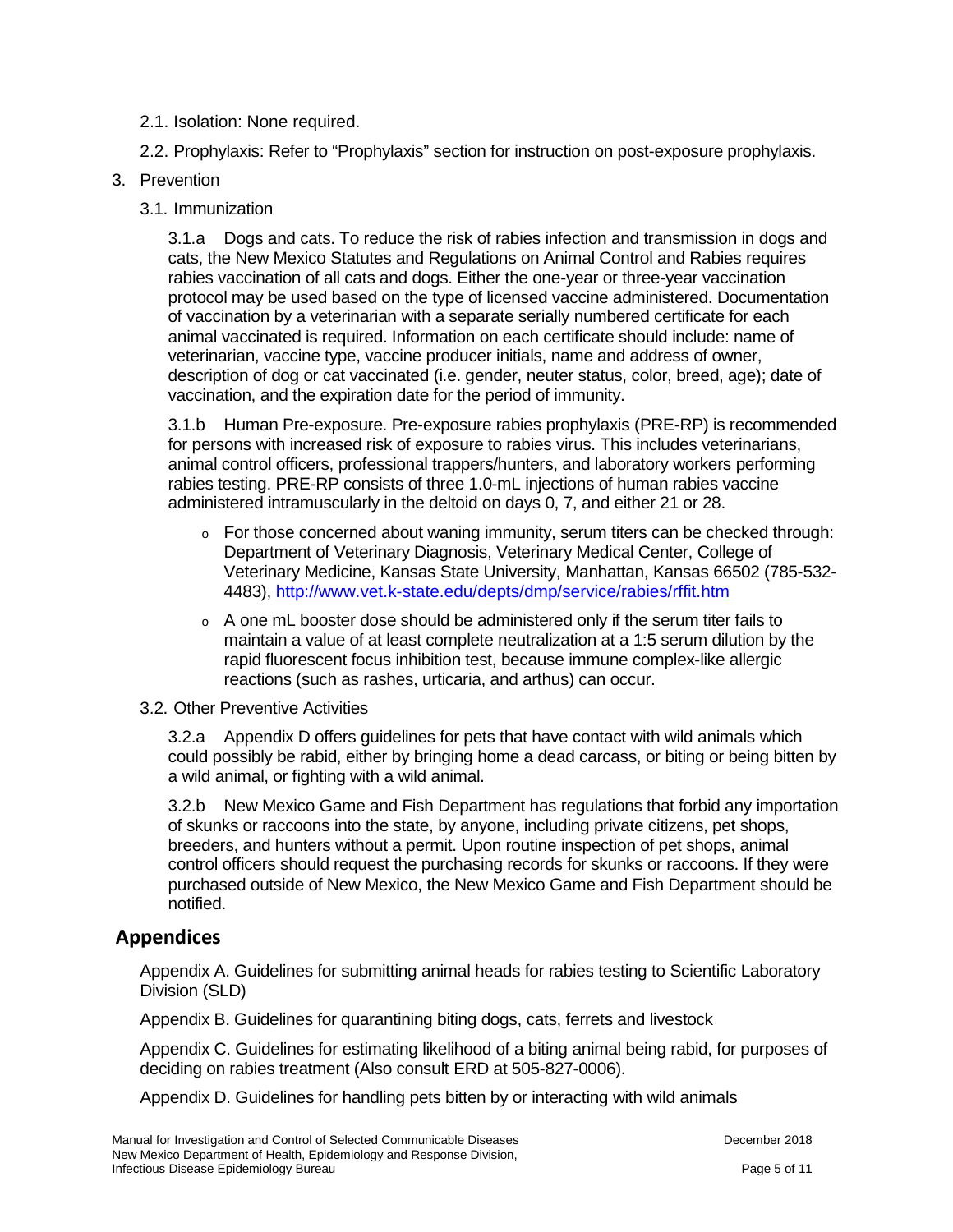2.1. Isolation: None required.

2.2. Prophylaxis: Refer to "Prophylaxis" section for instruction on post-exposure prophylaxis.

3. Prevention

3.1. Immunization

3.1.a Dogs and cats. To reduce the risk of rabies infection and transmission in dogs and cats, the New Mexico Statutes and Regulations on Animal Control and Rabies requires rabies vaccination of all cats and dogs. Either the one-year or three-year vaccination protocol may be used based on the type of licensed vaccine administered. Documentation of vaccination by a veterinarian with a separate serially numbered certificate for each animal vaccinated is required. Information on each certificate should include: name of veterinarian, vaccine type, vaccine producer initials, name and address of owner, description of dog or cat vaccinated (i.e. gender, neuter status, color, breed, age); date of vaccination, and the expiration date for the period of immunity.

3.1.b Human Pre-exposure. Pre-exposure rabies prophylaxis (PRE-RP) is recommended for persons with increased risk of exposure to rabies virus. This includes veterinarians, animal control officers, professional trappers/hunters, and laboratory workers performing rabies testing. PRE-RP consists of three 1.0-mL injections of human rabies vaccine administered intramuscularly in the deltoid on days 0, 7, and either 21 or 28.

- For those concerned about waning immunity, serum titers can be checked through: Department of Veterinary Diagnosis, Veterinary Medical Center, College of Veterinary Medicine, Kansas State University, Manhattan, Kansas 66502 (785-532-4483), http://www.vet.k-state.edu/depts/dmp/service/rabies/rffit.htm
- A one mL booster dose should be administered only if the serum titer fails to maintain a value of at least complete neutralization at a 1:5 serum dilution by the rapid fluorescent focus inhibition test, because immune complex-like allergic reactions (such as rashes, urticaria, and arthus) can occur.

3.2. Other Preventive Activities

3.2.a Appendix D offers guidelines for pets that have contact with wild animals which could possibly be rabid, either by bringing home a dead carcass, or biting or being bitten by a wild animal, or fighting with a wild animal.

3.2.b New Mexico Game and Fish Department has regulations that forbid any importation of skunks or raccoons into the state, by anyone, including private citizens, pet shops, breeders, and hunters without a permit. Upon routine inspection of pet shops, animal control officers should request the purchasing records for skunks or raccoons. If they were purchased outside of New Mexico, the New Mexico Game and Fish Department should be notified.

## Appendices

Appendix A. Guidelines for submitting animal heads for rabies testing to Scientific Laboratory Division (SLD)

Appendix B. Guidelines for quarantining biting dogs, cats, ferrets and livestock

Appendix C. Guidelines for estimating likelihood of a biting animal being rabid, for purposes of deciding on rabies treatment (Also consult ERD at 505-827-0006).

Appendix D. Guidelines for handling pets bitten by or interacting with wild animals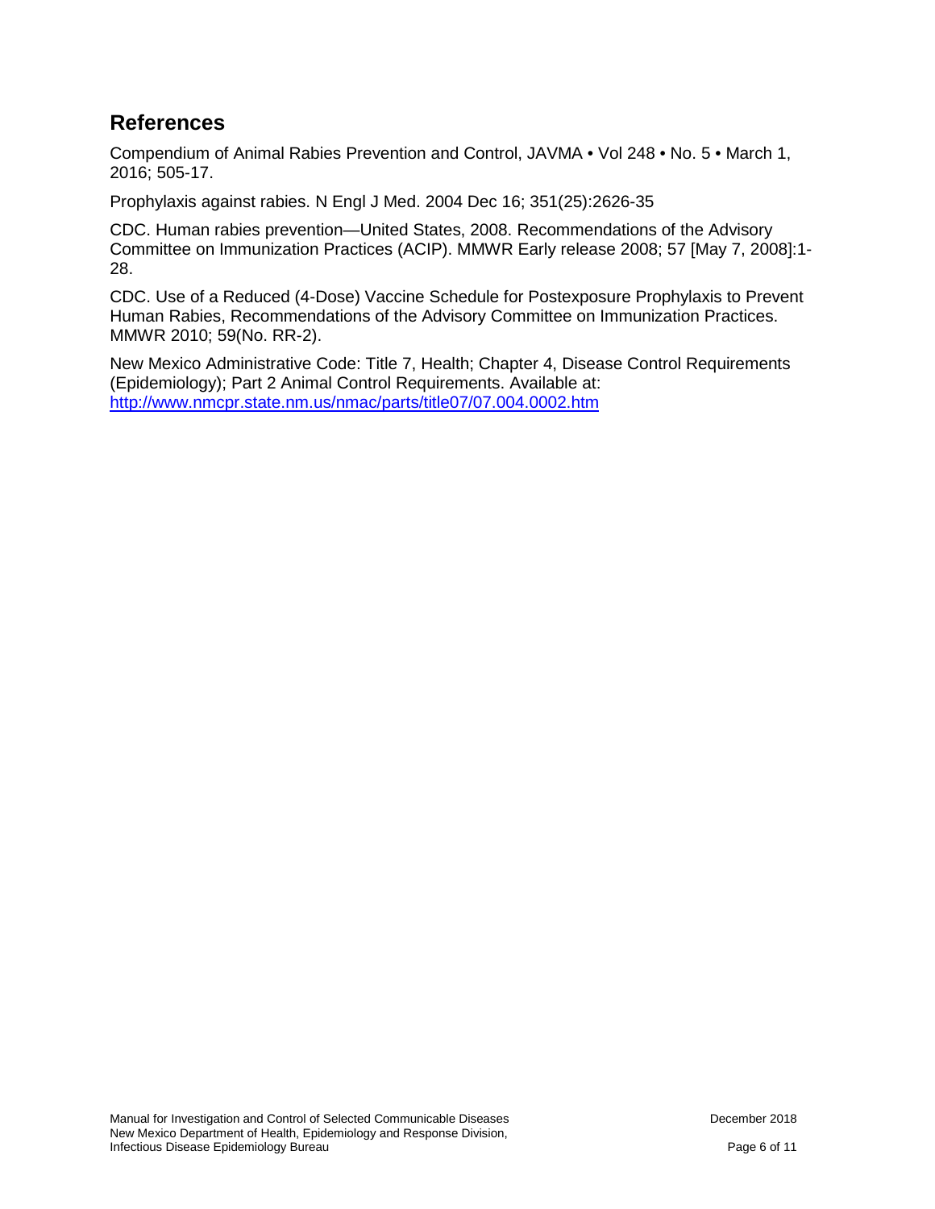## References

Compendium of Animal Rabies Prevention and Control, JAVMA • Vol 248 • No. 5 • March 1, 2016; 505-17.

Prophylaxis against rabies. N Engl J Med. 2004 Dec 16; 351(25):2626-35

CDC. Human rabies prevention—United States, 2008. Recommendations of the Advisory Committee on Immunization Practices (ACIP). MMWR Early release 2008; 57 [May 7, 2008]:1-28.

CDC. Use of a Reduced (4-Dose) Vaccine Schedule for Postexposure Prophylaxis to Prevent Human Rabies, Recommendations of the Advisory Committee on Immunization Practices. MMWR 2010; 59(No. RR-2).

New Mexico Administrative Code: Title 7, Health; Chapter 4, Disease Control Requirements (Epidemiology); Part 2 Animal Control Requirements. Available at: http://www.nmcpr.state.nm.us/nmac/parts/title07/07.004.0002.htm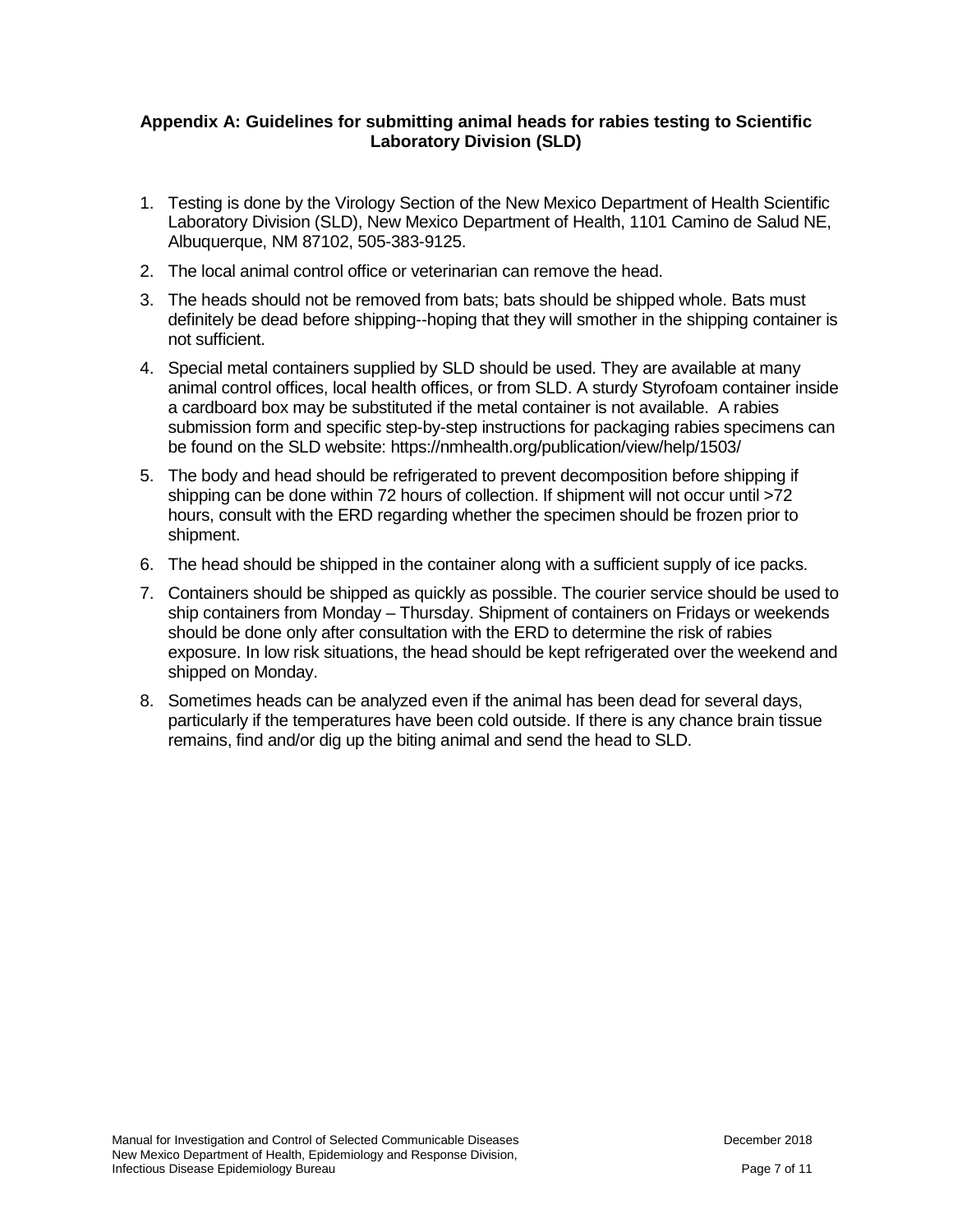### Appendix A: Guidelines for submitting animal heads for rabies testing to Scientific Laboratory Division (SLD)

1. Testing is done by the Virology Section of the New Mexico Department of Health Scientific Laboratory Division (SLD), New Mexico Department of Health, 1101 Camino de Salud NE, Albuquerque, NM 87102, 505-383-9125.
2. The local animal control office or veterinarian can remove the head.
3. The heads should not be removed from bats; bats should be shipped whole. Bats must definitely be dead before shipping--hoping that they will smother in the shipping container is not sufficient.
4. Special metal containers supplied by SLD should be used. They are available at many animal control offices, local health offices, or from SLD. A sturdy Styrofoam container inside a cardboard box may be substituted if the metal container is not available. A rabies submission form and specific step-by-step instructions for packaging rabies specimens can be found on the SLD website: https://nmhealth.org/publication/view/help/1503/
5. The body and head should be refrigerated to prevent decomposition before shipping if shipping can be done within 72 hours of collection. If shipment will not occur until >72 hours, consult with the ERD regarding whether the specimen should be frozen prior to shipment.
6. The head should be shipped in the container along with a sufficient supply of ice packs.
7. Containers should be shipped as quickly as possible. The courier service should be used to ship containers from Monday – Thursday. Shipment of containers on Fridays or weekends should be done only after consultation with the ERD to determine the risk of rabies exposure. In low risk situations, the head should be kept refrigerated over the weekend and shipped on Monday.
8. Sometimes heads can be analyzed even if the animal has been dead for several days, particularly if the temperatures have been cold outside. If there is any chance brain tissue remains, find and/or dig up the biting animal and send the head to SLD.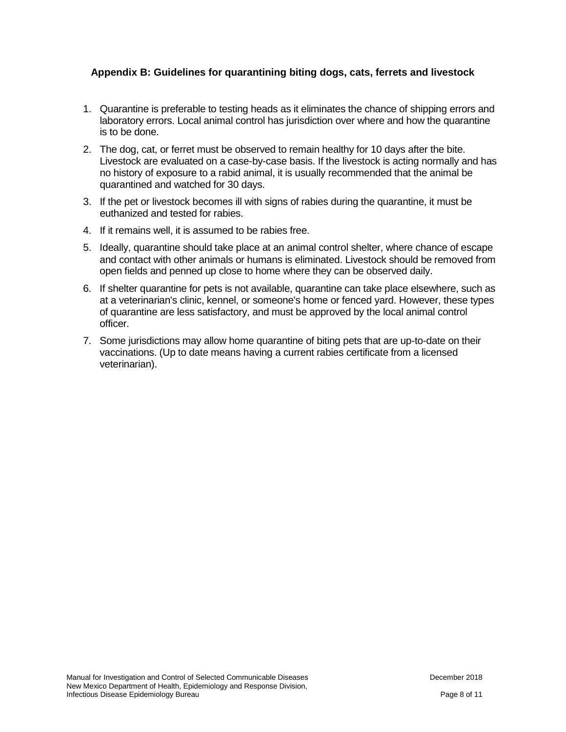### Appendix B: Guidelines for quarantining biting dogs, cats, ferrets and livestock

1. Quarantine is preferable to testing heads as it eliminates the chance of shipping errors and laboratory errors. Local animal control has jurisdiction over where and how the quarantine is to be done.
2. The dog, cat, or ferret must be observed to remain healthy for 10 days after the bite. Livestock are evaluated on a case-by-case basis. If the livestock is acting normally and has no history of exposure to a rabid animal, it is usually recommended that the animal be quarantined and watched for 30 days.
3. If the pet or livestock becomes ill with signs of rabies during the quarantine, it must be euthanized and tested for rabies.
4. If it remains well, it is assumed to be rabies free.
5. Ideally, quarantine should take place at an animal control shelter, where chance of escape and contact with other animals or humans is eliminated. Livestock should be removed from open fields and penned up close to home where they can be observed daily.
6. If shelter quarantine for pets is not available, quarantine can take place elsewhere, such as at a veterinarian's clinic, kennel, or someone's home or fenced yard. However, these types of quarantine are less satisfactory, and must be approved by the local animal control officer.
7. Some jurisdictions may allow home quarantine of biting pets that are up-to-date on their vaccinations. (Up to date means having a current rabies certificate from a licensed veterinarian).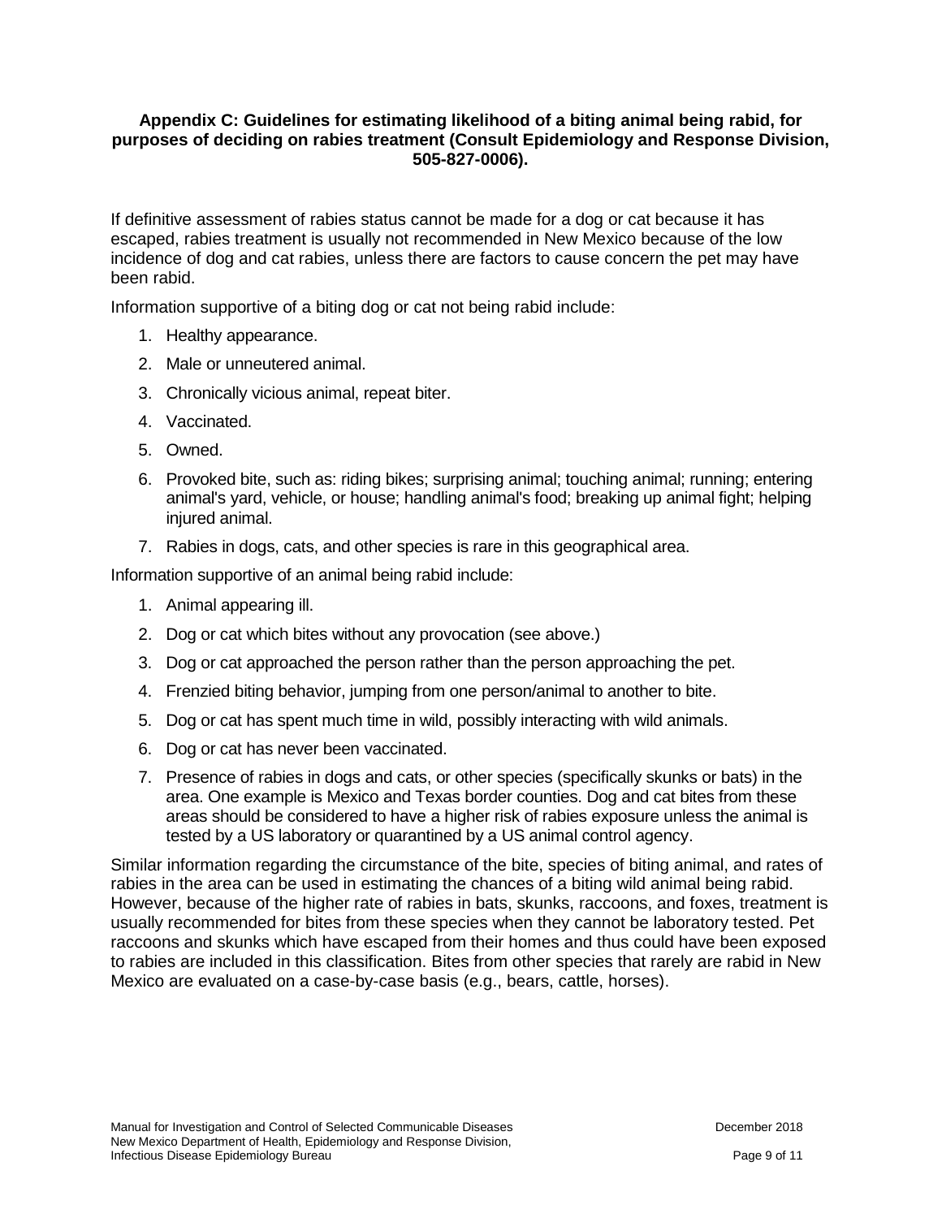### Appendix C: Guidelines for estimating likelihood of a biting animal being rabid, for purposes of deciding on rabies treatment (Consult Epidemiology and Response Division, 505-827-0006).

If definitive assessment of rabies status cannot be made for a dog or cat because it has escaped, rabies treatment is usually not recommended in New Mexico because of the low incidence of dog and cat rabies, unless there are factors to cause concern the pet may have been rabid.

Information supportive of a biting dog or cat not being rabid include:

1. Healthy appearance.
2. Male or unneutered animal.
3. Chronically vicious animal, repeat biter.
4. Vaccinated.
5. Owned.
6. Provoked bite, such as: riding bikes; surprising animal; touching animal; running; entering animal's yard, vehicle, or house; handling animal's food; breaking up animal fight; helping injured animal.
7. Rabies in dogs, cats, and other species is rare in this geographical area.

Information supportive of an animal being rabid include:

1. Animal appearing ill.
2. Dog or cat which bites without any provocation (see above.)
3. Dog or cat approached the person rather than the person approaching the pet.
4. Frenzied biting behavior, jumping from one person/animal to another to bite.
5. Dog or cat has spent much time in wild, possibly interacting with wild animals.
6. Dog or cat has never been vaccinated.
7. Presence of rabies in dogs and cats, or other species (specifically skunks or bats) in the area. One example is Mexico and Texas border counties. Dog and cat bites from these areas should be considered to have a higher risk of rabies exposure unless the animal is tested by a US laboratory or quarantined by a US animal control agency.

Similar information regarding the circumstance of the bite, species of biting animal, and rates of rabies in the area can be used in estimating the chances of a biting wild animal being rabid. However, because of the higher rate of rabies in bats, skunks, raccoons, and foxes, treatment is usually recommended for bites from these species when they cannot be laboratory tested. Pet raccoons and skunks which have escaped from their homes and thus could have been exposed to rabies are included in this classification. Bites from other species that rarely are rabid in New Mexico are evaluated on a case-by-case basis (e.g., bears, cattle, horses).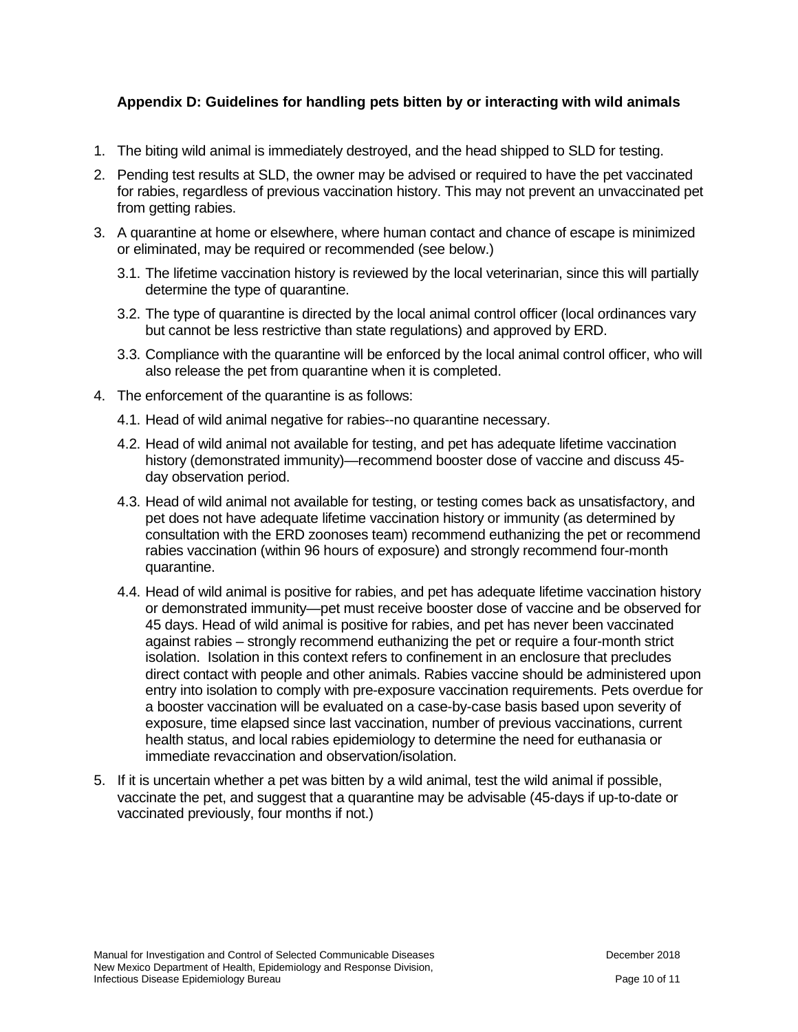### Appendix D: Guidelines for handling pets bitten by or interacting with wild animals

1. The biting wild animal is immediately destroyed, and the head shipped to SLD for testing.
2. Pending test results at SLD, the owner may be advised or required to have the pet vaccinated for rabies, regardless of previous vaccination history. This may not prevent an unvaccinated pet from getting rabies.
3. A quarantine at home or elsewhere, where human contact and chance of escape is minimized or eliminated, may be required or recommended (see below.)
   - 3.1. The lifetime vaccination history is reviewed by the local veterinarian, since this will partially determine the type of quarantine.
   - 3.2. The type of quarantine is directed by the local animal control officer (local ordinances vary but cannot be less restrictive than state regulations) and approved by ERD.
   - 3.3. Compliance with the quarantine will be enforced by the local animal control officer, who will also release the pet from quarantine when it is completed.
4. The enforcement of the quarantine is as follows:
   - 4.1. Head of wild animal negative for rabies--no quarantine necessary.
   - 4.2. Head of wild animal not available for testing, and pet has adequate lifetime vaccination history (demonstrated immunity)—recommend booster dose of vaccine and discuss 45-day observation period.
   - 4.3. Head of wild animal not available for testing, or testing comes back as unsatisfactory, and pet does not have adequate lifetime vaccination history or immunity (as determined by consultation with the ERD zoonoses team) recommend euthanizing the pet or recommend rabies vaccination (within 96 hours of exposure) and strongly recommend four-month quarantine.
   - 4.4. Head of wild animal is positive for rabies, and pet has adequate lifetime vaccination history or demonstrated immunity—pet must receive booster dose of vaccine and be observed for 45 days. Head of wild animal is positive for rabies, and pet has never been vaccinated against rabies – strongly recommend euthanizing the pet or require a four-month strict isolation. Isolation in this context refers to confinement in an enclosure that precludes direct contact with people and other animals. Rabies vaccine should be administered upon entry into isolation to comply with pre-exposure vaccination requirements. Pets overdue for a booster vaccination will be evaluated on a case-by-case basis based upon severity of exposure, time elapsed since last vaccination, number of previous vaccinations, current health status, and local rabies epidemiology to determine the need for euthanasia or immediate revaccination and observation/isolation.
5. If it is uncertain whether a pet was bitten by a wild animal, test the wild animal if possible, vaccinate the pet, and suggest that a quarantine may be advisable (45-days if up-to-date or vaccinated previously, four months if not.)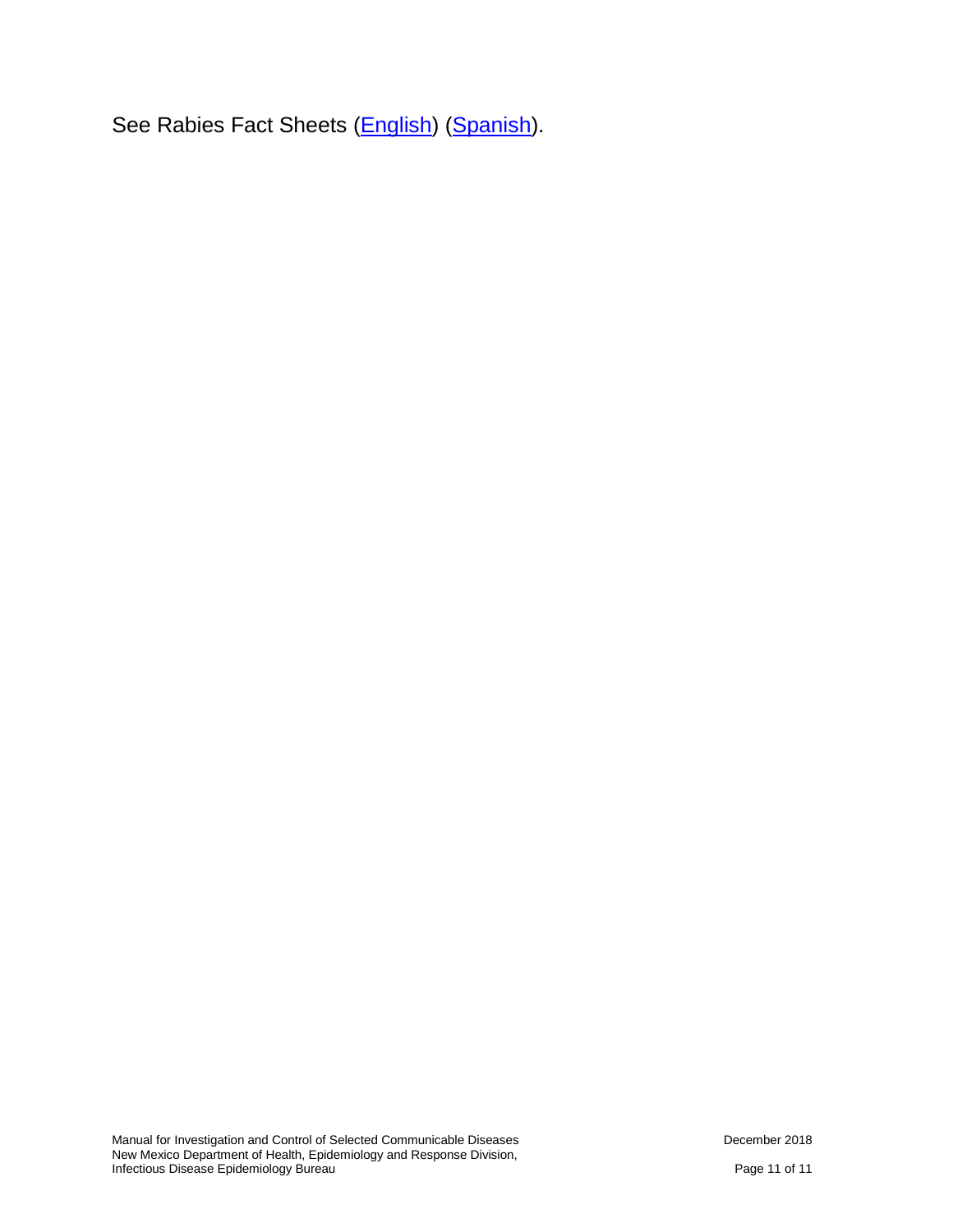See Rabies Fact Sheets (English) (Spanish).